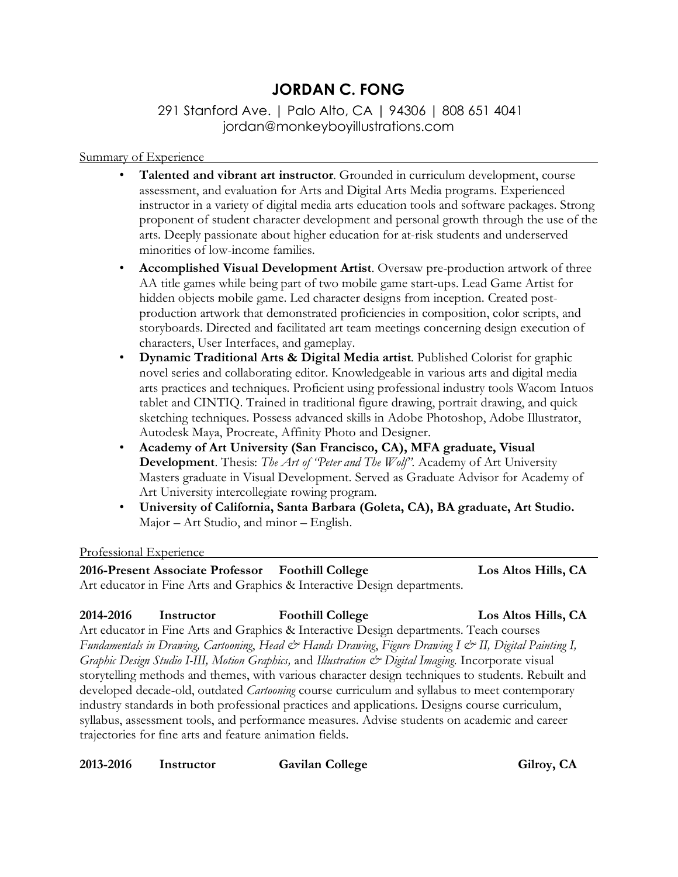# JORDAN C. FONG

291 Stanford Ave. | Palo Alto, CA | 94306 | 808 651 4041
jordan@monkeyboyillustrations.com

## Summary of Experience

- **Talented and vibrant art instructor**. Grounded in curriculum development, course assessment, and evaluation for Arts and Digital Arts Media programs. Experienced instructor in a variety of digital media arts education tools and software packages. Strong proponent of student character development and personal growth through the use of the arts. Deeply passionate about higher education for at-risk students and underserved minorities of low-income families.
- **Accomplished Visual Development Artist**. Oversaw pre-production artwork of three AA title games while being part of two mobile game start-ups. Lead Game Artist for hidden objects mobile game. Led character designs from inception. Created post-production artwork that demonstrated proficiencies in composition, color scripts, and storyboards. Directed and facilitated art team meetings concerning design execution of characters, User Interfaces, and gameplay.
- **Dynamic Traditional Arts & Digital Media artist**. Published Colorist for graphic novel series and collaborating editor. Knowledgeable in various arts and digital media arts practices and techniques. Proficient using professional industry tools Wacom Intuos tablet and CINTIQ. Trained in traditional figure drawing, portrait drawing, and quick sketching techniques. Possess advanced skills in Adobe Photoshop, Adobe Illustrator, Autodesk Maya, Procreate, Affinity Photo and Designer.
- **Academy of Art University (San Francisco, CA), MFA graduate, Visual Development**. Thesis: *The Art of "Peter and The Wolf"*. Academy of Art University Masters graduate in Visual Development. Served as Graduate Advisor for Academy of Art University intercollegiate rowing program.
- **University of California, Santa Barbara (Goleta, CA), BA graduate, Art Studio.** Major – Art Studio, and minor – English.

## Professional Experience

**2016-Present Associate Professor Foothill College Los Altos Hills, CA**
Art educator in Fine Arts and Graphics & Interactive Design departments.

**2014-2016 Instructor Foothill College Los Altos Hills, CA**
Art educator in Fine Arts and Graphics & Interactive Design departments. Teach courses *Fundamentals in Drawing, Cartooning, Head & Hands Drawing, Figure Drawing I & II, Digital Painting I, Graphic Design Studio I-III, Motion Graphics,* and *Illustration & Digital Imaging.* Incorporate visual storytelling methods and themes, with various character design techniques to students. Rebuilt and developed decade-old, outdated *Cartooning* course curriculum and syllabus to meet contemporary industry standards in both professional practices and applications. Designs course curriculum, syllabus, assessment tools, and performance measures. Advise students on academic and career trajectories for fine arts and feature animation fields.

**2013-2016 Instructor Gavilan College Gilroy, CA**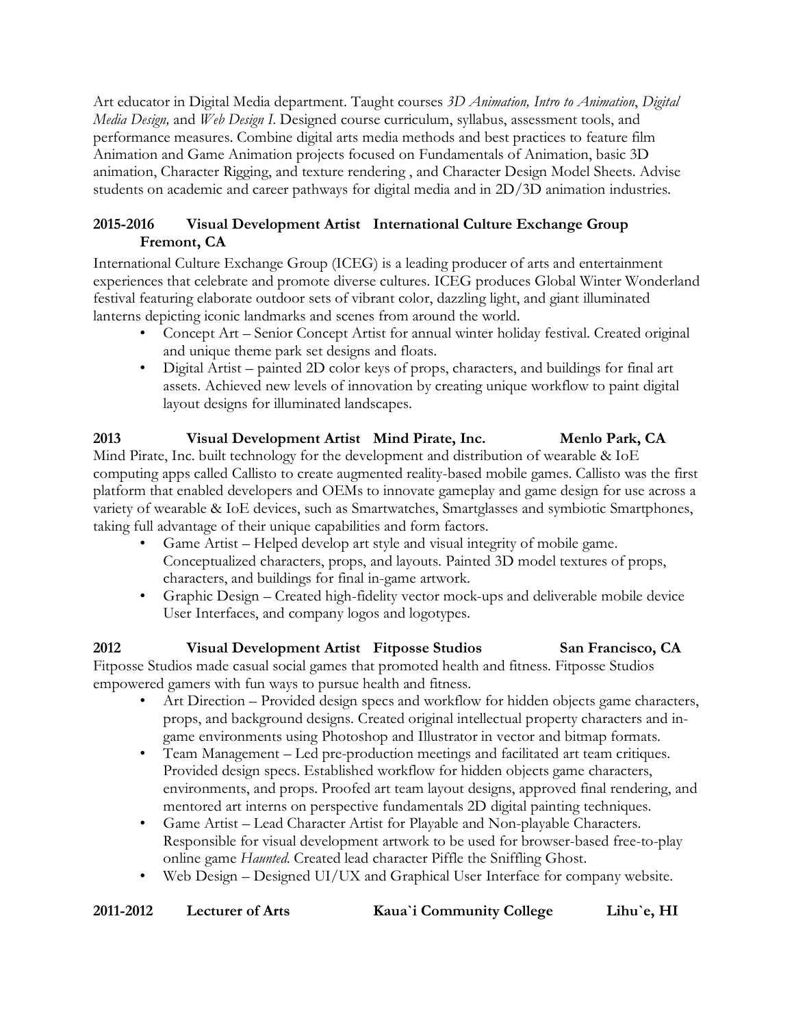Art educator in Digital Media department. Taught courses *3D Animation, Intro to Animation*, *Digital Media Design,* and *Web Design I*. Designed course curriculum, syllabus, assessment tools, and performance measures. Combine digital arts media methods and best practices to feature film Animation and Game Animation projects focused on Fundamentals of Animation, basic 3D animation, Character Rigging, and texture rendering , and Character Design Model Sheets. Advise students on academic and career pathways for digital media and in 2D/3D animation industries.

**2015-2016 Visual Development Artist International Culture Exchange Group Fremont, CA**

International Culture Exchange Group (ICEG) is a leading producer of arts and entertainment experiences that celebrate and promote diverse cultures. ICEG produces Global Winter Wonderland festival featuring elaborate outdoor sets of vibrant color, dazzling light, and giant illuminated lanterns depicting iconic landmarks and scenes from around the world.

- Concept Art – Senior Concept Artist for annual winter holiday festival. Created original and unique theme park set designs and floats.
- Digital Artist – painted 2D color keys of props, characters, and buildings for final art assets. Achieved new levels of innovation by creating unique workflow to paint digital layout designs for illuminated landscapes.

**2013 Visual Development Artist Mind Pirate, Inc. Menlo Park, CA**

Mind Pirate, Inc. built technology for the development and distribution of wearable & IoE computing apps called Callisto to create augmented reality-based mobile games. Callisto was the first platform that enabled developers and OEMs to innovate gameplay and game design for use across a variety of wearable & IoE devices, such as Smartwatches, Smartglasses and symbiotic Smartphones, taking full advantage of their unique capabilities and form factors.

- Game Artist – Helped develop art style and visual integrity of mobile game. Conceptualized characters, props, and layouts. Painted 3D model textures of props, characters, and buildings for final in-game artwork.
- Graphic Design – Created high-fidelity vector mock-ups and deliverable mobile device User Interfaces, and company logos and logotypes.

**2012 Visual Development Artist Fitposse Studios San Francisco, CA**

Fitposse Studios made casual social games that promoted health and fitness. Fitposse Studios empowered gamers with fun ways to pursue health and fitness.

- Art Direction – Provided design specs and workflow for hidden objects game characters, props, and background designs. Created original intellectual property characters and in-game environments using Photoshop and Illustrator in vector and bitmap formats.
- Team Management – Led pre-production meetings and facilitated art team critiques. Provided design specs. Established workflow for hidden objects game characters, environments, and props. Proofed art team layout designs, approved final rendering, and mentored art interns on perspective fundamentals 2D digital painting techniques.
- Game Artist – Lead Character Artist for Playable and Non-playable Characters. Responsible for visual development artwork to be used for browser-based free-to-play online game *Haunted*. Created lead character Piffle the Sniffling Ghost.
- Web Design – Designed UI/UX and Graphical User Interface for company website.

**2011-2012 Lecturer of Arts Kaua`i Community College Lihu`e, HI**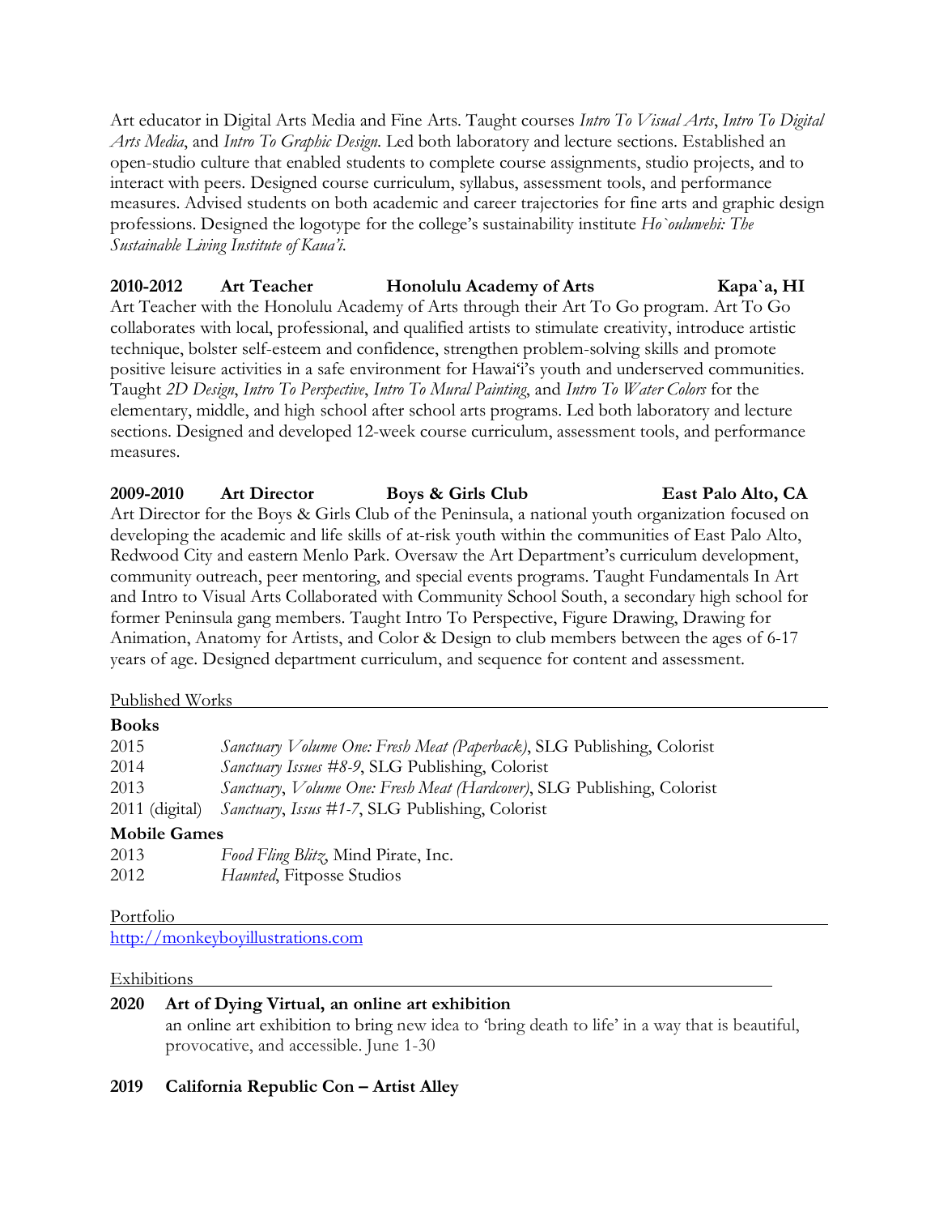Art educator in Digital Arts Media and Fine Arts. Taught courses *Intro To Visual Arts*, *Intro To Digital Arts Media*, and *Intro To Graphic Design*. Led both laboratory and lecture sections. Established an open-studio culture that enabled students to complete course assignments, studio projects, and to interact with peers. Designed course curriculum, syllabus, assessment tools, and performance measures. Advised students on both academic and career trajectories for fine arts and graphic design professions. Designed the logotype for the college's sustainability institute *Ho`ouluwehi: The Sustainable Living Institute of Kaua'i.*

**2010-2012 Art Teacher Honolulu Academy of Arts Kapa`a, HI**

Art Teacher with the Honolulu Academy of Arts through their Art To Go program. Art To Go collaborates with local, professional, and qualified artists to stimulate creativity, introduce artistic technique, bolster self-esteem and confidence, strengthen problem-solving skills and promote positive leisure activities in a safe environment for Hawai'i's youth and underserved communities. Taught *2D Design*, *Intro To Perspective*, *Intro To Mural Painting*, and *Intro To Water Colors* for the elementary, middle, and high school after school arts programs. Led both laboratory and lecture sections. Designed and developed 12-week course curriculum, assessment tools, and performance measures.

**2009-2010 Art Director Boys & Girls Club East Palo Alto, CA**

Art Director for the Boys & Girls Club of the Peninsula, a national youth organization focused on developing the academic and life skills of at-risk youth within the communities of East Palo Alto, Redwood City and eastern Menlo Park. Oversaw the Art Department's curriculum development, community outreach, peer mentoring, and special events programs. Taught Fundamentals In Art and Intro to Visual Arts Collaborated with Community School South, a secondary high school for former Peninsula gang members. Taught Intro To Perspective, Figure Drawing, Drawing for Animation, Anatomy for Artists, and Color & Design to club members between the ages of 6-17 years of age. Designed department curriculum, and sequence for content and assessment.

## Published Works

**Books**

| | |
|---|---|
| 2015 | *Sanctuary Volume One: Fresh Meat (Paperback)*, SLG Publishing, Colorist |
| 2014 | *Sanctuary Issues #8-9*, SLG Publishing, Colorist |
| 2013 | *Sanctuary*, *Volume One: Fresh Meat (Hardcover)*, SLG Publishing, Colorist |
| 2011 (digital) | *Sanctuary*, *Issus #1-7*, SLG Publishing, Colorist |

**Mobile Games**

| | |
|---|---|
| 2013 | *Food Fling Blitz*, Mind Pirate, Inc. |
| 2012 | *Haunted*, Fitposse Studios |

## Portfolio

http://monkeyboyillustrations.com

## Exhibitions

**2020 Art of Dying Virtual, an online art exhibition**

an online art exhibition to bring new idea to 'bring death to life' in a way that is beautiful, provocative, and accessible. June 1-30

**2019 California Republic Con – Artist Alley**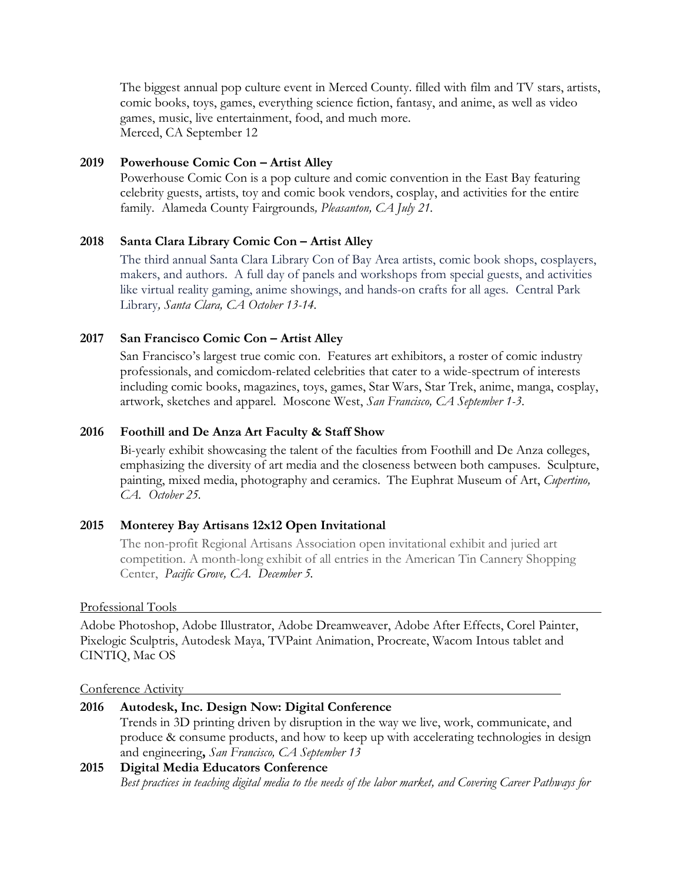The biggest annual pop culture event in Merced County. filled with film and TV stars, artists, comic books, toys, games, everything science fiction, fantasy, and anime, as well as video games, music, live entertainment, food, and much more.
Merced, CA September 12

**2019 Powerhouse Comic Con – Artist Alley**
Powerhouse Comic Con is a pop culture and comic convention in the East Bay featuring celebrity guests, artists, toy and comic book vendors, cosplay, and activities for the entire family. Alameda County Fairgrounds*, Pleasanton, CA July 21.*

**2018 Santa Clara Library Comic Con – Artist Alley**
The third annual Santa Clara Library Con of Bay Area artists, comic book shops, cosplayers, makers, and authors. A full day of panels and workshops from special guests, and activities like virtual reality gaming, anime showings, and hands-on crafts for all ages. Central Park Library*, Santa Clara, CA October 13-14.*

**2017 San Francisco Comic Con – Artist Alley**
San Francisco's largest true comic con. Features art exhibitors, a roster of comic industry professionals, and comicdom-related celebrities that cater to a wide-spectrum of interests including comic books, magazines, toys, games, Star Wars, Star Trek, anime, manga, cosplay, artwork, sketches and apparel. Moscone West, *San Francisco, CA September 1-3.*

**2016 Foothill and De Anza Art Faculty & Staff Show**
Bi-yearly exhibit showcasing the talent of the faculties from Foothill and De Anza colleges, emphasizing the diversity of art media and the closeness between both campuses. Sculpture, painting, mixed media, photography and ceramics. The Euphrat Museum of Art, *Cupertino, CA. October 25.*

**2015 Monterey Bay Artisans 12x12 Open Invitational**
The non-profit Regional Artisans Association open invitational exhibit and juried art competition. A month-long exhibit of all entries in the American Tin Cannery Shopping Center, *Pacific Grove, CA. December 5.*

Professional Tools

Adobe Photoshop, Adobe Illustrator, Adobe Dreamweaver, Adobe After Effects, Corel Painter, Pixelogic Sculptris, Autodesk Maya, TVPaint Animation, Procreate, Wacom Intous tablet and CINTIQ, Mac OS

Conference Activity

**2016 Autodesk, Inc. Design Now: Digital Conference**
Trends in 3D printing driven by disruption in the way we live, work, communicate, and produce & consume products, and how to keep up with accelerating technologies in design and engineering**,** *San Francisco, CA September 13*

**2015 Digital Media Educators Conference**
*Best practices in teaching digital media to the needs of the labor market, and Covering Career Pathways for*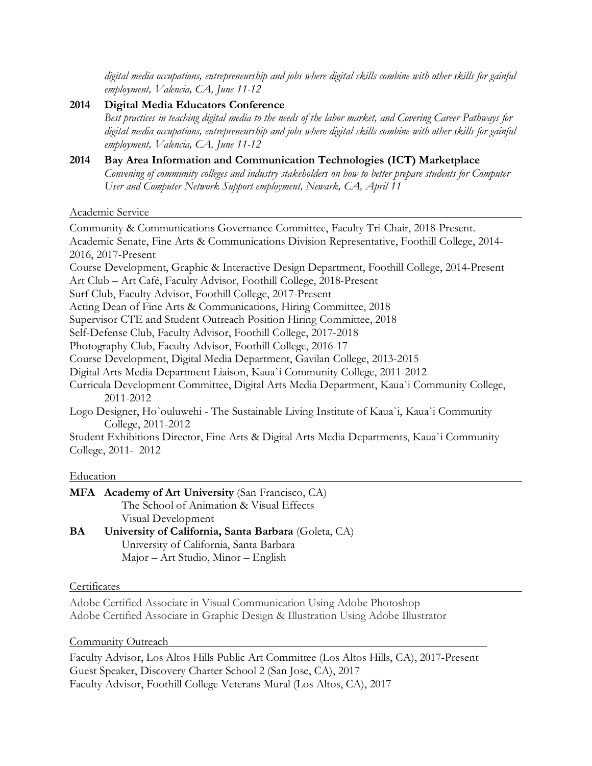*digital media occupations, entrepreneurship and jobs where digital skills combine with other skills for gainful employment, Valencia, CA, June 11-12*

**2014 Digital Media Educators Conference**
*Best practices in teaching digital media to the needs of the labor market, and Covering Career Pathways for digital media occupations, entrepreneurship and jobs where digital skills combine with other skills for gainful employment, Valencia, CA, June 11-12*

**2014 Bay Area Information and Communication Technologies (ICT) Marketplace**
*Convening of community colleges and industry stakeholders on how to better prepare students for Computer User and Computer Network Support employment, Newark, CA, April 11*

## Academic Service

Community & Communications Governance Committee, Faculty Tri-Chair, 2018-Present.
Academic Senate, Fine Arts & Communications Division Representative, Foothill College, 2014-2016, 2017-Present
Course Development, Graphic & Interactive Design Department, Foothill College, 2014-Present
Art Club – Art Café, Faculty Advisor, Foothill College, 2018-Present
Surf Club, Faculty Advisor, Foothill College, 2017-Present
Acting Dean of Fine Arts & Communications, Hiring Committee, 2018
Supervisor CTE and Student Outreach Position Hiring Committee, 2018
Self-Defense Club, Faculty Advisor, Foothill College, 2017-2018
Photography Club, Faculty Advisor, Foothill College, 2016-17
Course Development, Digital Media Department, Gavilan College, 2013-2015
Digital Arts Media Department Liaison, Kaua`i Community College, 2011-2012
Curricula Development Committee, Digital Arts Media Department, Kaua`i Community College, 2011-2012
Logo Designer, Ho`ouluwehi - The Sustainable Living Institute of Kaua`i, Kaua`i Community College, 2011-2012
Student Exhibitions Director, Fine Arts & Digital Arts Media Departments, Kaua`i Community College, 2011- 2012

## Education

**MFA Academy of Art University** (San Francisco, CA)
The School of Animation & Visual Effects
Visual Development

**BA University of California, Santa Barbara** (Goleta, CA)
University of California, Santa Barbara
Major – Art Studio, Minor – English

## Certificates

Adobe Certified Associate in Visual Communication Using Adobe Photoshop
Adobe Certified Associate in Graphic Design & Illustration Using Adobe Illustrator

## Community Outreach

Faculty Advisor, Los Altos Hills Public Art Committee (Los Altos Hills, CA), 2017-Present
Guest Speaker, Discovery Charter School 2 (San Jose, CA), 2017
Faculty Advisor, Foothill College Veterans Mural (Los Altos, CA), 2017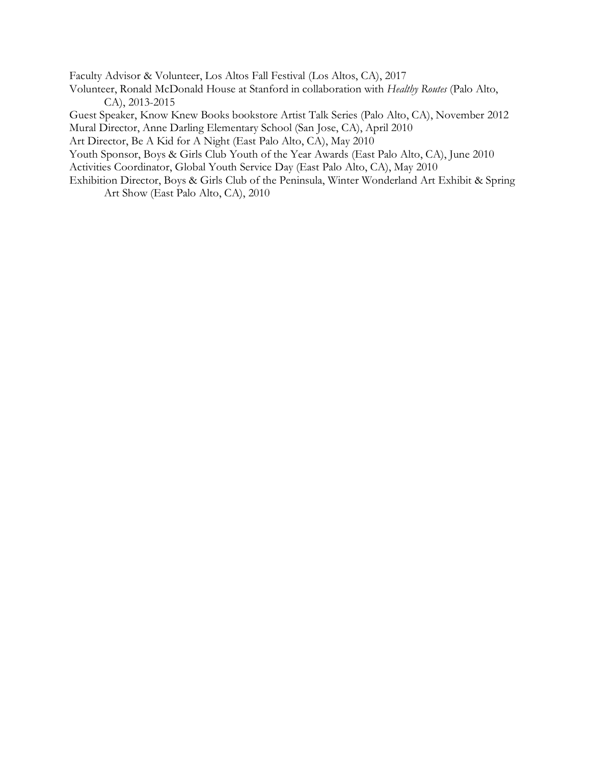Faculty Advisor & Volunteer, Los Altos Fall Festival (Los Altos, CA), 2017

Volunteer, Ronald McDonald House at Stanford in collaboration with *Healthy Routes* (Palo Alto, CA), 2013-2015

Guest Speaker, Know Knew Books bookstore Artist Talk Series (Palo Alto, CA), November 2012

Mural Director, Anne Darling Elementary School (San Jose, CA), April 2010

Art Director, Be A Kid for A Night (East Palo Alto, CA), May 2010

Youth Sponsor, Boys & Girls Club Youth of the Year Awards (East Palo Alto, CA), June 2010

Activities Coordinator, Global Youth Service Day (East Palo Alto, CA), May 2010

Exhibition Director, Boys & Girls Club of the Peninsula, Winter Wonderland Art Exhibit & Spring Art Show (East Palo Alto, CA), 2010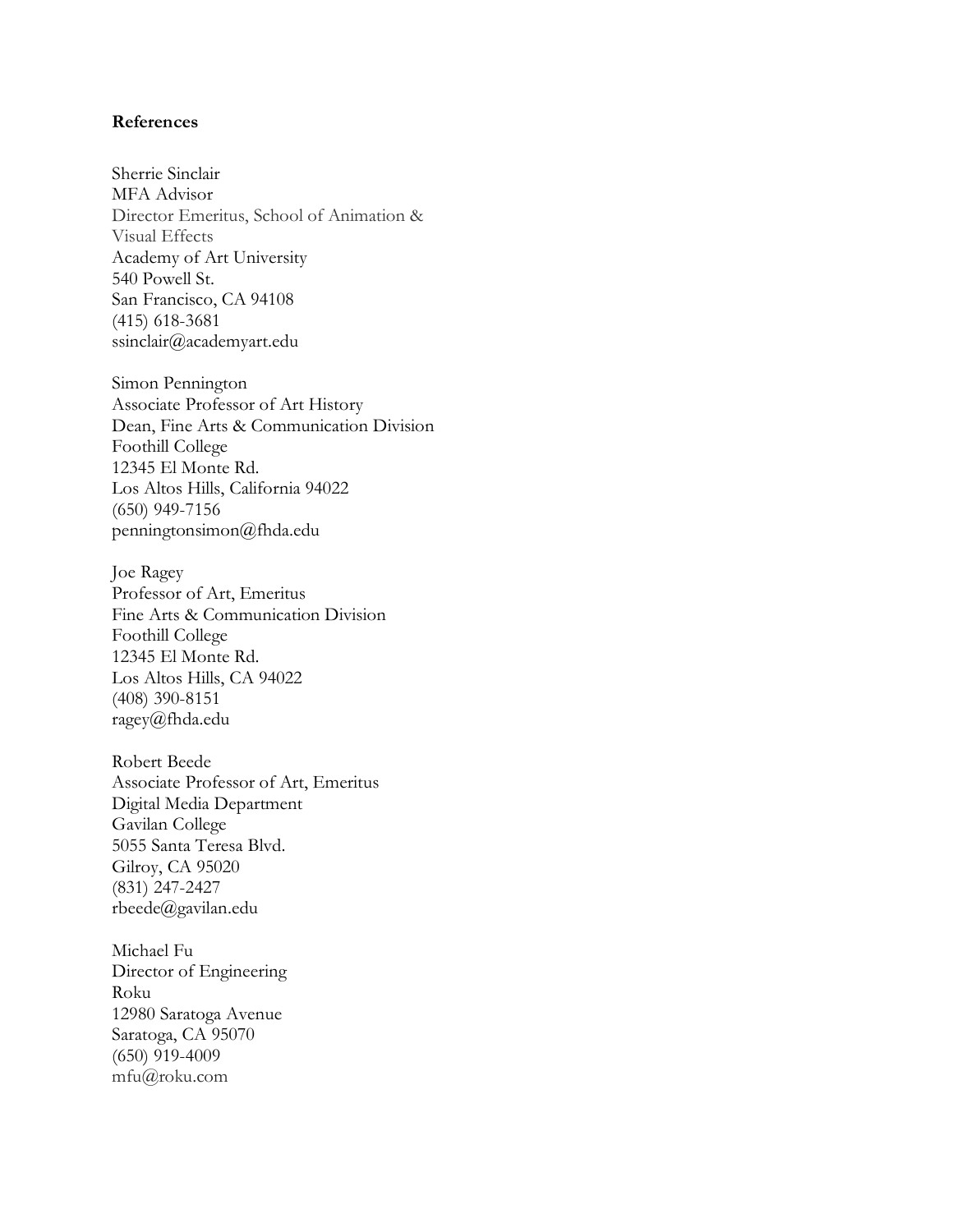**References**

Sherrie Sinclair  
MFA Advisor  
Director Emeritus, School of Animation &  
Visual Effects  
Academy of Art University  
540 Powell St.  
San Francisco, CA 94108  
(415) 618-3681  
ssinclair@academyart.edu

Simon Pennington  
Associate Professor of Art History  
Dean, Fine Arts & Communication Division  
Foothill College  
12345 El Monte Rd.  
Los Altos Hills, California 94022  
(650) 949-7156  
penningtonsimon@fhda.edu

Joe Ragey  
Professor of Art, Emeritus  
Fine Arts & Communication Division  
Foothill College  
12345 El Monte Rd.  
Los Altos Hills, CA 94022  
(408) 390-8151  
ragey@fhda.edu

Robert Beede  
Associate Professor of Art, Emeritus  
Digital Media Department  
Gavilan College  
5055 Santa Teresa Blvd.  
Gilroy, CA 95020  
(831) 247-2427  
rbeede@gavilan.edu

Michael Fu  
Director of Engineering  
Roku  
12980 Saratoga Avenue  
Saratoga, CA 95070  
(650) 919-4009  
mfu@roku.com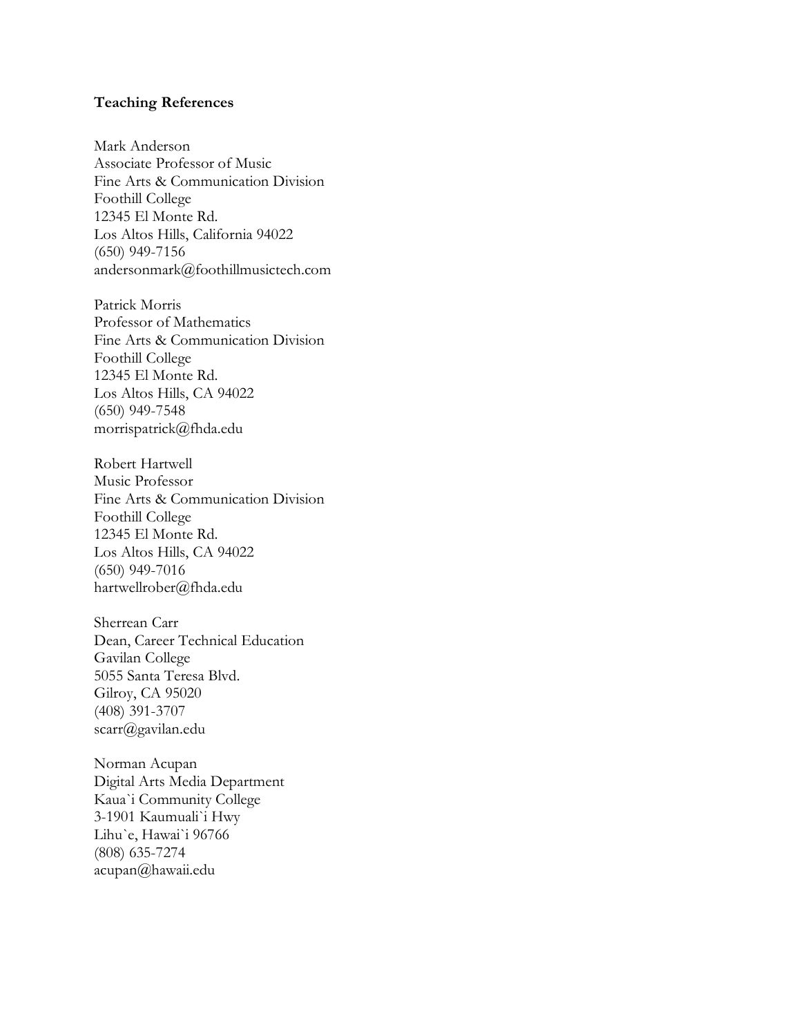**Teaching References**

Mark Anderson  
Associate Professor of Music  
Fine Arts & Communication Division  
Foothill College  
12345 El Monte Rd.  
Los Altos Hills, California 94022  
(650) 949-7156  
andersonmark@foothillmusictech.com

Patrick Morris  
Professor of Mathematics  
Fine Arts & Communication Division  
Foothill College  
12345 El Monte Rd.  
Los Altos Hills, CA 94022  
(650) 949-7548  
morrispatrick@fhda.edu

Robert Hartwell  
Music Professor  
Fine Arts & Communication Division  
Foothill College  
12345 El Monte Rd.  
Los Altos Hills, CA 94022  
(650) 949-7016  
hartwellrober@fhda.edu

Sherrean Carr  
Dean, Career Technical Education  
Gavilan College  
5055 Santa Teresa Blvd.  
Gilroy, CA 95020  
(408) 391-3707  
scarr@gavilan.edu

Norman Acupan  
Digital Arts Media Department  
Kaua`i Community College  
3-1901 Kaumuali`i Hwy  
Lihu`e, Hawai`i 96766  
(808) 635-7274  
acupan@hawaii.edu